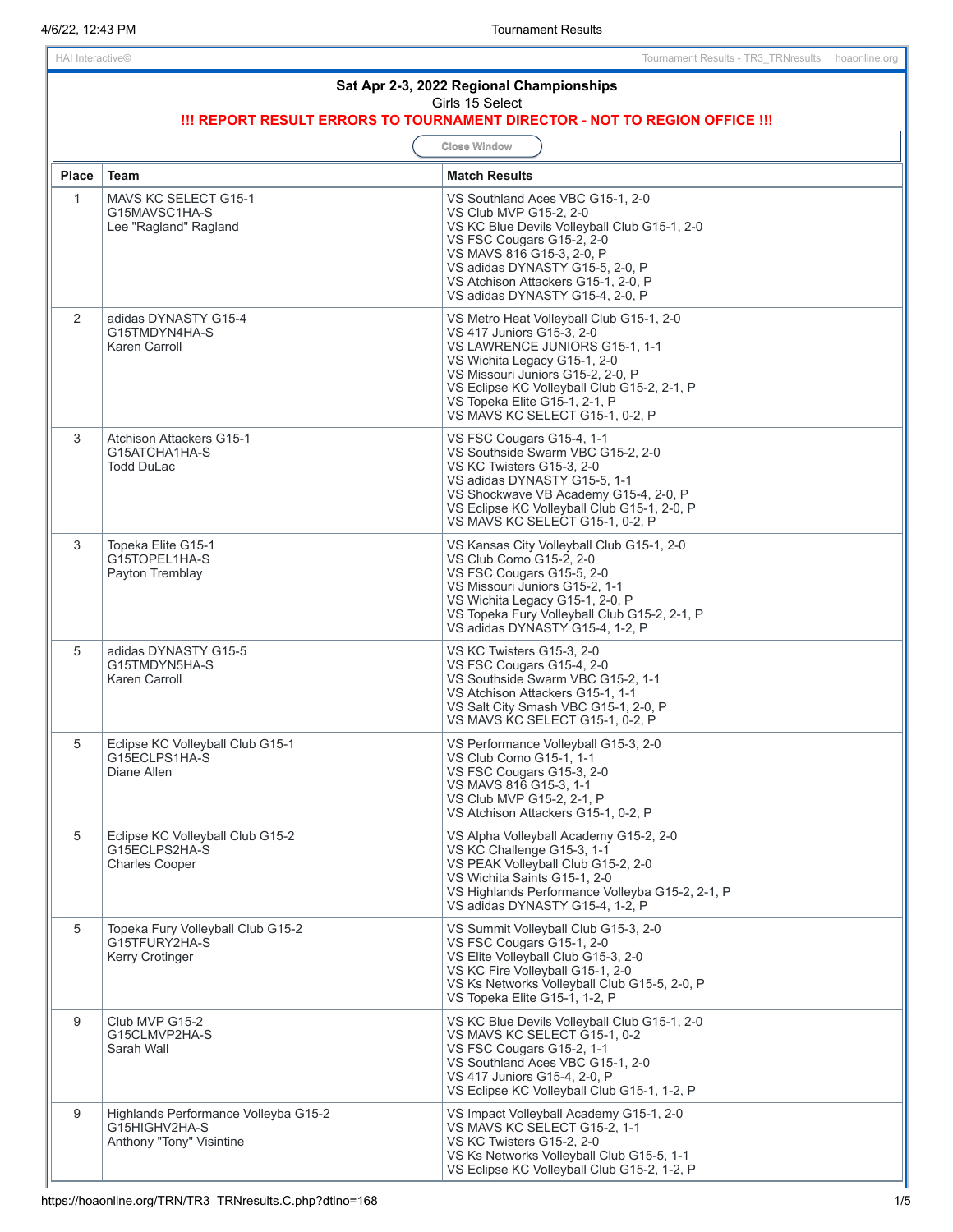## Sat Apr 2-3, 2022 Regional Championships

Girls 15 Select

**!!! REPORT RESULT ERRORS TO TOURNAMENT DIRECTOR - NOT TO REGION OFFICE !!!**

Close Window

| Place | Team | Match Results |
|---|---|---|
| 1 | MAVS KC SELECT G15-1<br>G15MAVSC1HA-S<br>Lee "Ragland" Ragland | VS Southland Aces VBC G15-1, 2-0<br>VS Club MVP G15-2, 2-0<br>VS KC Blue Devils Volleyball Club G15-1, 2-0<br>VS FSC Cougars G15-2, 2-0<br>VS MAVS 816 G15-3, 2-0, P<br>VS adidas DYNASTY G15-5, 2-0, P<br>VS Atchison Attackers G15-1, 2-0, P<br>VS adidas DYNASTY G15-4, 2-0, P |
| 2 | adidas DYNASTY G15-4<br>G15TMDYN4HA-S<br>Karen Carroll | VS Metro Heat Volleyball Club G15-1, 2-0<br>VS 417 Juniors G15-3, 2-0<br>VS LAWRENCE JUNIORS G15-1, 1-1<br>VS Wichita Legacy G15-1, 2-0<br>VS Missouri Juniors G15-2, 2-0, P<br>VS Eclipse KC Volleyball Club G15-2, 2-1, P<br>VS Topeka Elite G15-1, 2-1, P<br>VS MAVS KC SELECT G15-1, 0-2, P |
| 3 | Atchison Attackers G15-1<br>G15ATCHA1HA-S<br>Todd DuLac | VS FSC Cougars G15-4, 1-1<br>VS Southside Swarm VBC G15-2, 2-0<br>VS KC Twisters G15-3, 2-0<br>VS adidas DYNASTY G15-5, 1-1<br>VS Shockwave VB Academy G15-4, 2-0, P<br>VS Eclipse KC Volleyball Club G15-1, 2-0, P<br>VS MAVS KC SELECT G15-1, 0-2, P |
| 3 | Topeka Elite G15-1<br>G15TOPEL1HA-S<br>Payton Tremblay | VS Kansas City Volleyball Club G15-1, 2-0<br>VS Club Como G15-2, 2-0<br>VS FSC Cougars G15-5, 2-0<br>VS Missouri Juniors G15-2, 1-1<br>VS Wichita Legacy G15-1, 2-0, P<br>VS Topeka Fury Volleyball Club G15-2, 2-1, P<br>VS adidas DYNASTY G15-4, 1-2, P |
| 5 | adidas DYNASTY G15-5<br>G15TMDYN5HA-S<br>Karen Carroll | VS KC Twisters G15-3, 2-0<br>VS FSC Cougars G15-4, 2-0<br>VS Southside Swarm VBC G15-2, 1-1<br>VS Atchison Attackers G15-1, 1-1<br>VS Salt City Smash VBC G15-1, 2-0, P<br>VS MAVS KC SELECT G15-1, 0-2, P |
| 5 | Eclipse KC Volleyball Club G15-1<br>G15ECLPS1HA-S<br>Diane Allen | VS Performance Volleyball G15-3, 2-0<br>VS Club Como G15-1, 1-1<br>VS FSC Cougars G15-3, 2-0<br>VS MAVS 816 G15-3, 1-1<br>VS Club MVP G15-2, 2-1, P<br>VS Atchison Attackers G15-1, 0-2, P |
| 5 | Eclipse KC Volleyball Club G15-2<br>G15ECLPS2HA-S<br>Charles Cooper | VS Alpha Volleyball Academy G15-2, 2-0<br>VS KC Challenge G15-3, 1-1<br>VS PEAK Volleyball Club G15-2, 2-0<br>VS Wichita Saints G15-1, 2-0<br>VS Highlands Performance Volleyba G15-2, 2-1, P<br>VS adidas DYNASTY G15-4, 1-2, P |
| 5 | Topeka Fury Volleyball Club G15-2<br>G15TFURY2HA-S<br>Kerry Crotinger | VS Summit Volleyball Club G15-3, 2-0<br>VS FSC Cougars G15-1, 2-0<br>VS Elite Volleyball Club G15-3, 2-0<br>VS KC Fire Volleyball G15-1, 2-0<br>VS Ks Networks Volleyball Club G15-5, 2-0, P<br>VS Topeka Elite G15-1, 1-2, P |
| 9 | Club MVP G15-2<br>G15CLMVP2HA-S<br>Sarah Wall | VS KC Blue Devils Volleyball Club G15-1, 2-0<br>VS MAVS KC SELECT G15-1, 0-2<br>VS FSC Cougars G15-2, 1-1<br>VS Southland Aces VBC G15-1, 2-0<br>VS 417 Juniors G15-4, 2-0, P<br>VS Eclipse KC Volleyball Club G15-1, 1-2, P |
| 9 | Highlands Performance Volleyba G15-2<br>G15HIGHV2HA-S<br>Anthony "Tony" Visintine | VS Impact Volleyball Academy G15-1, 2-0<br>VS MAVS KC SELECT G15-2, 1-1<br>VS KC Twisters G15-2, 2-0<br>VS Ks Networks Volleyball Club G15-5, 1-1<br>VS Eclipse KC Volleyball Club G15-2, 1-2, P |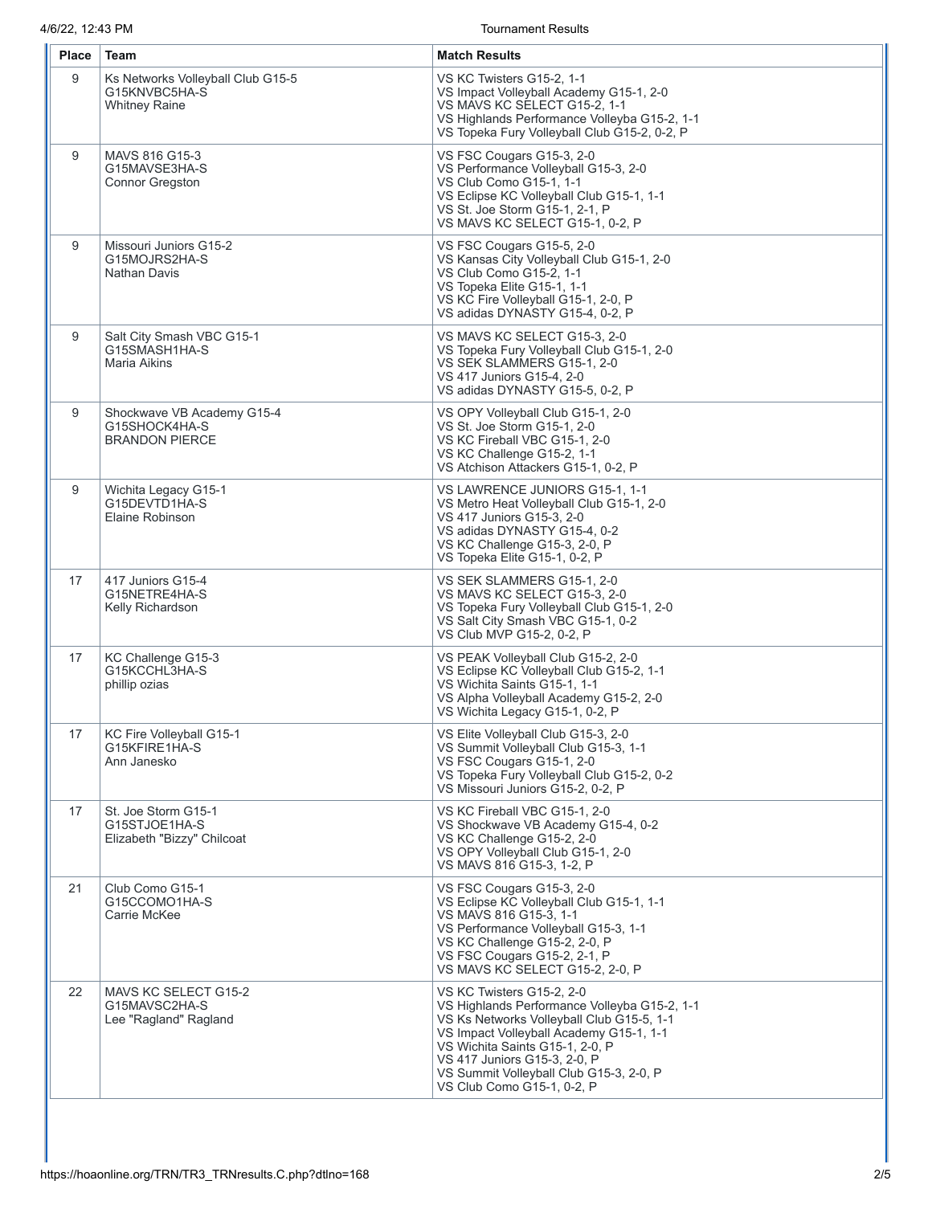| Place | Team | Match Results |
|---|---|---|
| 9 | Ks Networks Volleyball Club G15-5<br>G15KNVBC5HA-S<br>Whitney Raine | VS KC Twisters G15-2, 1-1<br>VS Impact Volleyball Academy G15-1, 2-0<br>VS MAVS KC SELECT G15-2, 1-1<br>VS Highlands Performance Volleyba G15-2, 1-1<br>VS Topeka Fury Volleyball Club G15-2, 0-2, P |
| 9 | MAVS 816 G15-3<br>G15MAVSE3HA-S<br>Connor Gregston | VS FSC Cougars G15-3, 2-0<br>VS Performance Volleyball G15-3, 2-0<br>VS Club Como G15-1, 1-1<br>VS Eclipse KC Volleyball Club G15-1, 1-1<br>VS St. Joe Storm G15-1, 2-1, P<br>VS MAVS KC SELECT G15-1, 0-2, P |
| 9 | Missouri Juniors G15-2<br>G15MOJRS2HA-S<br>Nathan Davis | VS FSC Cougars G15-5, 2-0<br>VS Kansas City Volleyball Club G15-1, 2-0<br>VS Club Como G15-2, 1-1<br>VS Topeka Elite G15-1, 1-1<br>VS KC Fire Volleyball G15-1, 2-0, P<br>VS adidas DYNASTY G15-4, 0-2, P |
| 9 | Salt City Smash VBC G15-1<br>G15SMASH1HA-S<br>Maria Aikins | VS MAVS KC SELECT G15-3, 2-0<br>VS Topeka Fury Volleyball Club G15-1, 2-0<br>VS SEK SLAMMERS G15-1, 2-0<br>VS 417 Juniors G15-4, 2-0<br>VS adidas DYNASTY G15-5, 0-2, P |
| 9 | Shockwave VB Academy G15-4<br>G15SHOCK4HA-S<br>BRANDON PIERCE | VS OPY Volleyball Club G15-1, 2-0<br>VS St. Joe Storm G15-1, 2-0<br>VS KC Fireball VBC G15-1, 2-0<br>VS KC Challenge G15-2, 1-1<br>VS Atchison Attackers G15-1, 0-2, P |
| 9 | Wichita Legacy G15-1<br>G15DEVTD1HA-S<br>Elaine Robinson | VS LAWRENCE JUNIORS G15-1, 1-1<br>VS Metro Heat Volleyball Club G15-1, 2-0<br>VS 417 Juniors G15-3, 2-0<br>VS adidas DYNASTY G15-4, 0-2<br>VS KC Challenge G15-3, 2-0, P<br>VS Topeka Elite G15-1, 0-2, P |
| 17 | 417 Juniors G15-4<br>G15NETRE4HA-S<br>Kelly Richardson | VS SEK SLAMMERS G15-1, 2-0<br>VS MAVS KC SELECT G15-3, 2-0<br>VS Topeka Fury Volleyball Club G15-1, 2-0<br>VS Salt City Smash VBC G15-1, 0-2<br>VS Club MVP G15-2, 0-2, P |
| 17 | KC Challenge G15-3<br>G15KCCHL3HA-S<br>phillip ozias | VS PEAK Volleyball Club G15-2, 2-0<br>VS Eclipse KC Volleyball Club G15-2, 1-1<br>VS Wichita Saints G15-1, 1-1<br>VS Alpha Volleyball Academy G15-2, 2-0<br>VS Wichita Legacy G15-1, 0-2, P |
| 17 | KC Fire Volleyball G15-1<br>G15KFIRE1HA-S<br>Ann Janesko | VS Elite Volleyball Club G15-3, 2-0<br>VS Summit Volleyball Club G15-3, 1-1<br>VS FSC Cougars G15-1, 2-0<br>VS Topeka Fury Volleyball Club G15-2, 0-2<br>VS Missouri Juniors G15-2, 0-2, P |
| 17 | St. Joe Storm G15-1<br>G15STJOE1HA-S<br>Elizabeth "Bizzy" Chilcoat | VS KC Fireball VBC G15-1, 2-0<br>VS Shockwave VB Academy G15-4, 0-2<br>VS KC Challenge G15-2, 2-0<br>VS OPY Volleyball Club G15-1, 2-0<br>VS MAVS 816 G15-3, 1-2, P |
| 21 | Club Como G15-1<br>G15CCOMO1HA-S<br>Carrie McKee | VS FSC Cougars G15-3, 2-0<br>VS Eclipse KC Volleyball Club G15-1, 1-1<br>VS MAVS 816 G15-3, 1-1<br>VS Performance Volleyball G15-3, 1-1<br>VS KC Challenge G15-2, 2-0, P<br>VS FSC Cougars G15-2, 2-1, P<br>VS MAVS KC SELECT G15-2, 2-0, P |
| 22 | MAVS KC SELECT G15-2<br>G15MAVSC2HA-S<br>Lee "Ragland" Ragland | VS KC Twisters G15-2, 2-0<br>VS Highlands Performance Volleyba G15-2, 1-1<br>VS Ks Networks Volleyball Club G15-5, 1-1<br>VS Impact Volleyball Academy G15-1, 1-1<br>VS Wichita Saints G15-1, 2-0, P<br>VS 417 Juniors G15-3, 2-0, P<br>VS Summit Volleyball Club G15-3, 2-0, P<br>VS Club Como G15-1, 0-2, P |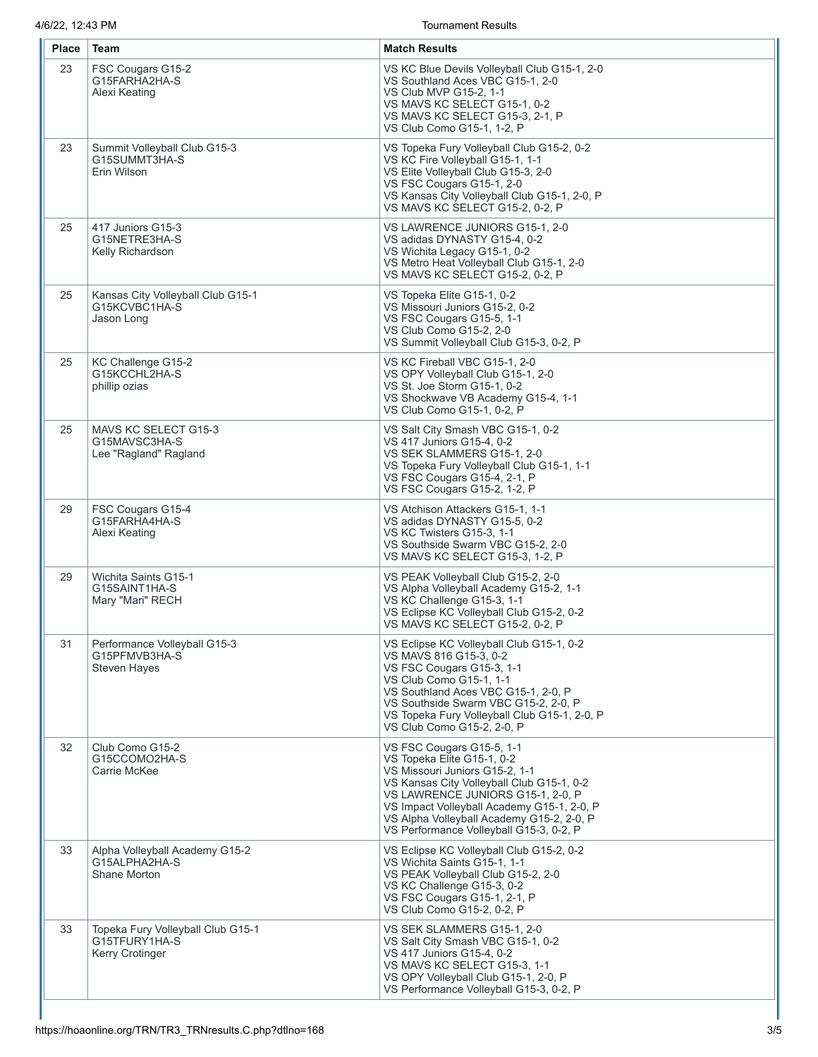| Place | Team | Match Results |
| --- | --- | --- |
| 23 | FSC Cougars G15-2<br>G15FARHA2HA-S<br>Alexi Keating | VS KC Blue Devils Volleyball Club G15-1, 2-0<br>VS Southland Aces VBC G15-1, 2-0<br>VS Club MVP G15-2, 1-1<br>VS MAVS KC SELECT G15-1, 0-2<br>VS MAVS KC SELECT G15-3, 2-1, P<br>VS Club Como G15-1, 1-2, P |
| 23 | Summit Volleyball Club G15-3<br>G15SUMMT3HA-S<br>Erin Wilson | VS Topeka Fury Volleyball Club G15-2, 0-2<br>VS KC Fire Volleyball G15-1, 1-1<br>VS Elite Volleyball Club G15-3, 2-0<br>VS FSC Cougars G15-1, 2-0<br>VS Kansas City Volleyball Club G15-1, 2-0, P<br>VS MAVS KC SELECT G15-2, 0-2, P |
| 25 | 417 Juniors G15-3<br>G15NETRE3HA-S<br>Kelly Richardson | VS LAWRENCE JUNIORS G15-1, 2-0<br>VS adidas DYNASTY G15-4, 0-2<br>VS Wichita Legacy G15-1, 0-2<br>VS Metro Heat Volleyball Club G15-1, 2-0<br>VS MAVS KC SELECT G15-2, 0-2, P |
| 25 | Kansas City Volleyball Club G15-1<br>G15KCVBC1HA-S<br>Jason Long | VS Topeka Elite G15-1, 0-2<br>VS Missouri Juniors G15-2, 0-2<br>VS FSC Cougars G15-5, 1-1<br>VS Club Como G15-2, 2-0<br>VS Summit Volleyball Club G15-3, 0-2, P |
| 25 | KC Challenge G15-2<br>G15KCCHL2HA-S<br>phillip ozias | VS KC Fireball VBC G15-1, 2-0<br>VS OPY Volleyball Club G15-1, 2-0<br>VS St. Joe Storm G15-1, 0-2<br>VS Shockwave VB Academy G15-4, 1-1<br>VS Club Como G15-1, 0-2, P |
| 25 | MAVS KC SELECT G15-3<br>G15MAVSC3HA-S<br>Lee "Ragland" Ragland | VS Salt City Smash VBC G15-1, 0-2<br>VS 417 Juniors G15-4, 0-2<br>VS SEK SLAMMERS G15-1, 2-0<br>VS Topeka Fury Volleyball Club G15-1, 1-1<br>VS FSC Cougars G15-4, 2-1, P<br>VS FSC Cougars G15-2, 1-2, P |
| 29 | FSC Cougars G15-4<br>G15FARHA4HA-S<br>Alexi Keating | VS Atchison Attackers G15-1, 1-1<br>VS adidas DYNASTY G15-5, 0-2<br>VS KC Twisters G15-3, 1-1<br>VS Southside Swarm VBC G15-2, 2-0<br>VS MAVS KC SELECT G15-3, 1-2, P |
| 29 | Wichita Saints G15-1<br>G15SAINT1HA-S<br>Mary "Mari" RECH | VS PEAK Volleyball Club G15-2, 2-0<br>VS Alpha Volleyball Academy G15-2, 1-1<br>VS KC Challenge G15-3, 1-1<br>VS Eclipse KC Volleyball Club G15-2, 0-2<br>VS MAVS KC SELECT G15-2, 0-2, P |
| 31 | Performance Volleyball G15-3<br>G15PFMVB3HA-S<br>Steven Hayes | VS Eclipse KC Volleyball Club G15-1, 0-2<br>VS MAVS 816 G15-3, 0-2<br>VS FSC Cougars G15-3, 1-1<br>VS Club Como G15-1, 1-1<br>VS Southland Aces VBC G15-1, 2-0, P<br>VS Southside Swarm VBC G15-2, 2-0, P<br>VS Topeka Fury Volleyball Club G15-1, 2-0, P<br>VS Club Como G15-2, 2-0, P |
| 32 | Club Como G15-2<br>G15CCOMO2HA-S<br>Carrie McKee | VS FSC Cougars G15-5, 1-1<br>VS Topeka Elite G15-1, 0-2<br>VS Missouri Juniors G15-2, 1-1<br>VS Kansas City Volleyball Club G15-1, 0-2<br>VS LAWRENCE JUNIORS G15-1, 2-0, P<br>VS Impact Volleyball Academy G15-1, 2-0, P<br>VS Alpha Volleyball Academy G15-2, 2-0, P<br>VS Performance Volleyball G15-3, 0-2, P |
| 33 | Alpha Volleyball Academy G15-2<br>G15ALPHA2HA-S<br>Shane Morton | VS Eclipse KC Volleyball Club G15-2, 0-2<br>VS Wichita Saints G15-1, 1-1<br>VS PEAK Volleyball Club G15-2, 2-0<br>VS KC Challenge G15-3, 0-2<br>VS FSC Cougars G15-1, 2-1, P<br>VS Club Como G15-2, 0-2, P |
| 33 | Topeka Fury Volleyball Club G15-1<br>G15TFURY1HA-S<br>Kerry Crotinger | VS SEK SLAMMERS G15-1, 2-0<br>VS Salt City Smash VBC G15-1, 0-2<br>VS 417 Juniors G15-4, 0-2<br>VS MAVS KC SELECT G15-3, 1-1<br>VS OPY Volleyball Club G15-1, 2-0, P<br>VS Performance Volleyball G15-3, 0-2, P |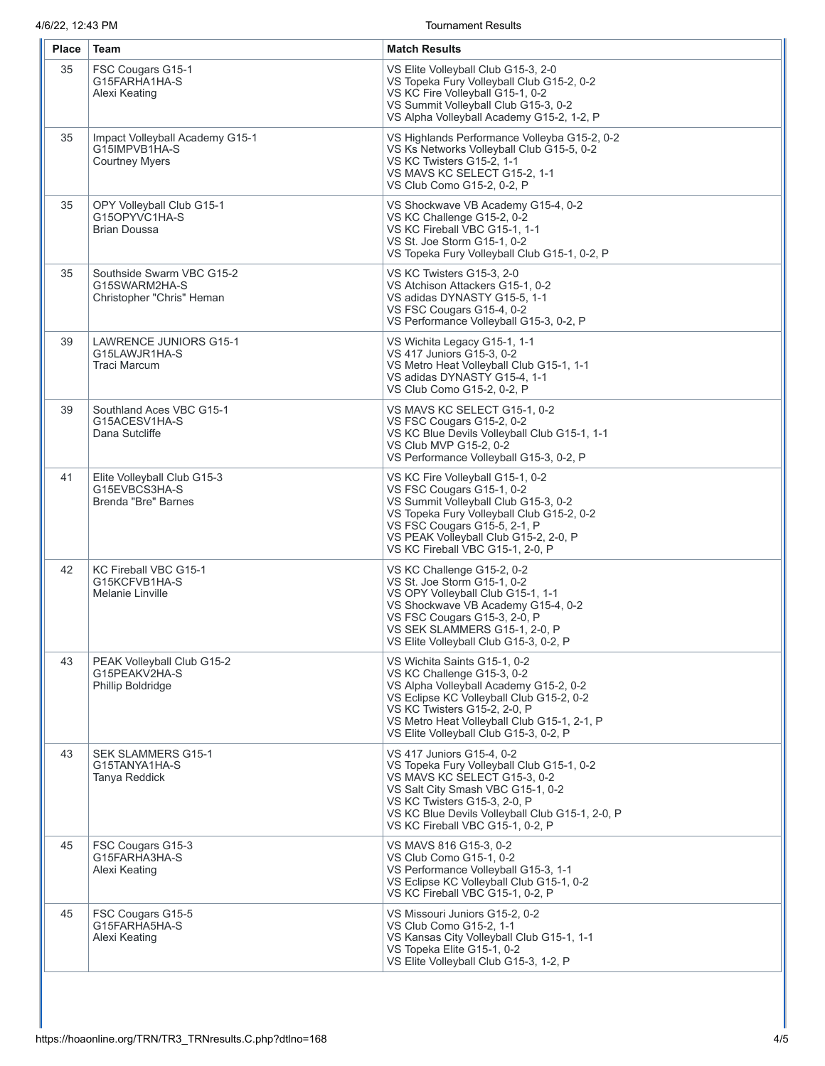| Place | Team | Match Results |
|---|---|---|
| 35 | FSC Cougars G15-1<br>G15FARHA1HA-S<br>Alexi Keating | VS Elite Volleyball Club G15-3, 2-0<br>VS Topeka Fury Volleyball Club G15-2, 0-2<br>VS KC Fire Volleyball G15-1, 0-2<br>VS Summit Volleyball Club G15-3, 0-2<br>VS Alpha Volleyball Academy G15-2, 1-2, P |
| 35 | Impact Volleyball Academy G15-1<br>G15IMPVB1HA-S<br>Courtney Myers | VS Highlands Performance Volleyba G15-2, 0-2<br>VS Ks Networks Volleyball Club G15-5, 0-2<br>VS KC Twisters G15-2, 1-1<br>VS MAVS KC SELECT G15-2, 1-1<br>VS Club Como G15-2, 0-2, P |
| 35 | OPY Volleyball Club G15-1<br>G15OPYVC1HA-S<br>Brian Doussa | VS Shockwave VB Academy G15-4, 0-2<br>VS KC Challenge G15-2, 0-2<br>VS KC Fireball VBC G15-1, 1-1<br>VS St. Joe Storm G15-1, 0-2<br>VS Topeka Fury Volleyball Club G15-1, 0-2, P |
| 35 | Southside Swarm VBC G15-2<br>G15SWARM2HA-S<br>Christopher "Chris" Heman | VS KC Twisters G15-3, 2-0<br>VS Atchison Attackers G15-1, 0-2<br>VS adidas DYNASTY G15-5, 1-1<br>VS FSC Cougars G15-4, 0-2<br>VS Performance Volleyball G15-3, 0-2, P |
| 39 | LAWRENCE JUNIORS G15-1<br>G15LAWJR1HA-S<br>Traci Marcum | VS Wichita Legacy G15-1, 1-1<br>VS 417 Juniors G15-3, 0-2<br>VS Metro Heat Volleyball Club G15-1, 1-1<br>VS adidas DYNASTY G15-4, 1-1<br>VS Club Como G15-2, 0-2, P |
| 39 | Southland Aces VBC G15-1<br>G15ACESV1HA-S<br>Dana Sutcliffe | VS MAVS KC SELECT G15-1, 0-2<br>VS FSC Cougars G15-2, 0-2<br>VS KC Blue Devils Volleyball Club G15-1, 1-1<br>VS Club MVP G15-2, 0-2<br>VS Performance Volleyball G15-3, 0-2, P |
| 41 | Elite Volleyball Club G15-3<br>G15EVBCS3HA-S<br>Brenda "Bre" Barnes | VS KC Fire Volleyball G15-1, 0-2<br>VS FSC Cougars G15-1, 0-2<br>VS Summit Volleyball Club G15-3, 0-2<br>VS Topeka Fury Volleyball Club G15-2, 0-2<br>VS FSC Cougars G15-5, 2-1, P<br>VS PEAK Volleyball Club G15-2, 2-0, P<br>VS KC Fireball VBC G15-1, 2-0, P |
| 42 | KC Fireball VBC G15-1<br>G15KCFVB1HA-S<br>Melanie Linville | VS KC Challenge G15-2, 0-2<br>VS St. Joe Storm G15-1, 0-2<br>VS OPY Volleyball Club G15-1, 1-1<br>VS Shockwave VB Academy G15-4, 0-2<br>VS FSC Cougars G15-3, 2-0, P<br>VS SEK SLAMMERS G15-1, 2-0, P<br>VS Elite Volleyball Club G15-3, 0-2, P |
| 43 | PEAK Volleyball Club G15-2<br>G15PEAKV2HA-S<br>Phillip Boldridge | VS Wichita Saints G15-1, 0-2<br>VS KC Challenge G15-3, 0-2<br>VS Alpha Volleyball Academy G15-2, 0-2<br>VS Eclipse KC Volleyball Club G15-2, 0-2<br>VS KC Twisters G15-2, 2-0, P<br>VS Metro Heat Volleyball Club G15-1, 2-1, P<br>VS Elite Volleyball Club G15-3, 0-2, P |
| 43 | SEK SLAMMERS G15-1<br>G15TANYA1HA-S<br>Tanya Reddick | VS 417 Juniors G15-4, 0-2<br>VS Topeka Fury Volleyball Club G15-1, 0-2<br>VS MAVS KC SELECT G15-3, 0-2<br>VS Salt City Smash VBC G15-1, 0-2<br>VS KC Twisters G15-3, 2-0, P<br>VS KC Blue Devils Volleyball Club G15-1, 2-0, P<br>VS KC Fireball VBC G15-1, 0-2, P |
| 45 | FSC Cougars G15-3<br>G15FARHA3HA-S<br>Alexi Keating | VS MAVS 816 G15-3, 0-2<br>VS Club Como G15-1, 0-2<br>VS Performance Volleyball G15-3, 1-1<br>VS Eclipse KC Volleyball Club G15-1, 0-2<br>VS KC Fireball VBC G15-1, 0-2, P |
| 45 | FSC Cougars G15-5<br>G15FARHA5HA-S<br>Alexi Keating | VS Missouri Juniors G15-2, 0-2<br>VS Club Como G15-2, 1-1<br>VS Kansas City Volleyball Club G15-1, 1-1<br>VS Topeka Elite G15-1, 0-2<br>VS Elite Volleyball Club G15-3, 1-2, P |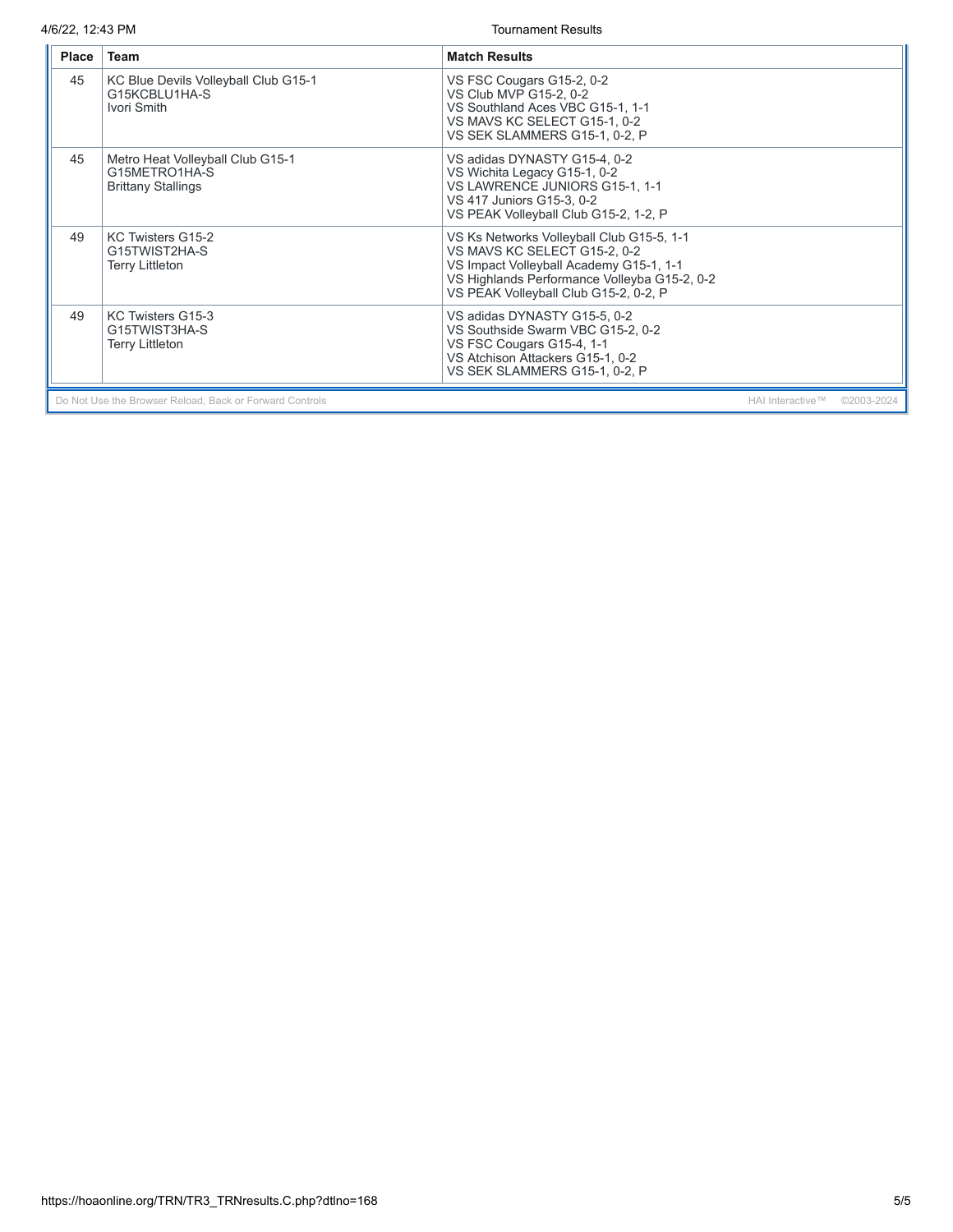| Place | Team | Match Results |
| --- | --- | --- |
| 45 | KC Blue Devils Volleyball Club G15-1<br>G15KCBLU1HA-S<br>Ivori Smith | VS FSC Cougars G15-2, 0-2<br>VS Club MVP G15-2, 0-2<br>VS Southland Aces VBC G15-1, 1-1<br>VS MAVS KC SELECT G15-1, 0-2<br>VS SEK SLAMMERS G15-1, 0-2, P |
| 45 | Metro Heat Volleyball Club G15-1<br>G15METRO1HA-S<br>Brittany Stallings | VS adidas DYNASTY G15-4, 0-2<br>VS Wichita Legacy G15-1, 0-2<br>VS LAWRENCE JUNIORS G15-1, 1-1<br>VS 417 Juniors G15-3, 0-2<br>VS PEAK Volleyball Club G15-2, 1-2, P |
| 49 | KC Twisters G15-2<br>G15TWIST2HA-S<br>Terry Littleton | VS Ks Networks Volleyball Club G15-5, 1-1<br>VS MAVS KC SELECT G15-2, 0-2<br>VS Impact Volleyball Academy G15-1, 1-1<br>VS Highlands Performance Volleyba G15-2, 0-2<br>VS PEAK Volleyball Club G15-2, 0-2, P |
| 49 | KC Twisters G15-3<br>G15TWIST3HA-S<br>Terry Littleton | VS adidas DYNASTY G15-5, 0-2<br>VS Southside Swarm VBC G15-2, 0-2<br>VS FSC Cougars G15-4, 1-1<br>VS Atchison Attackers G15-1, 0-2<br>VS SEK SLAMMERS G15-1, 0-2, P |

Do Not Use the Browser Reload, Back or Forward Controls

HAI Interactive™ ©2003-2024